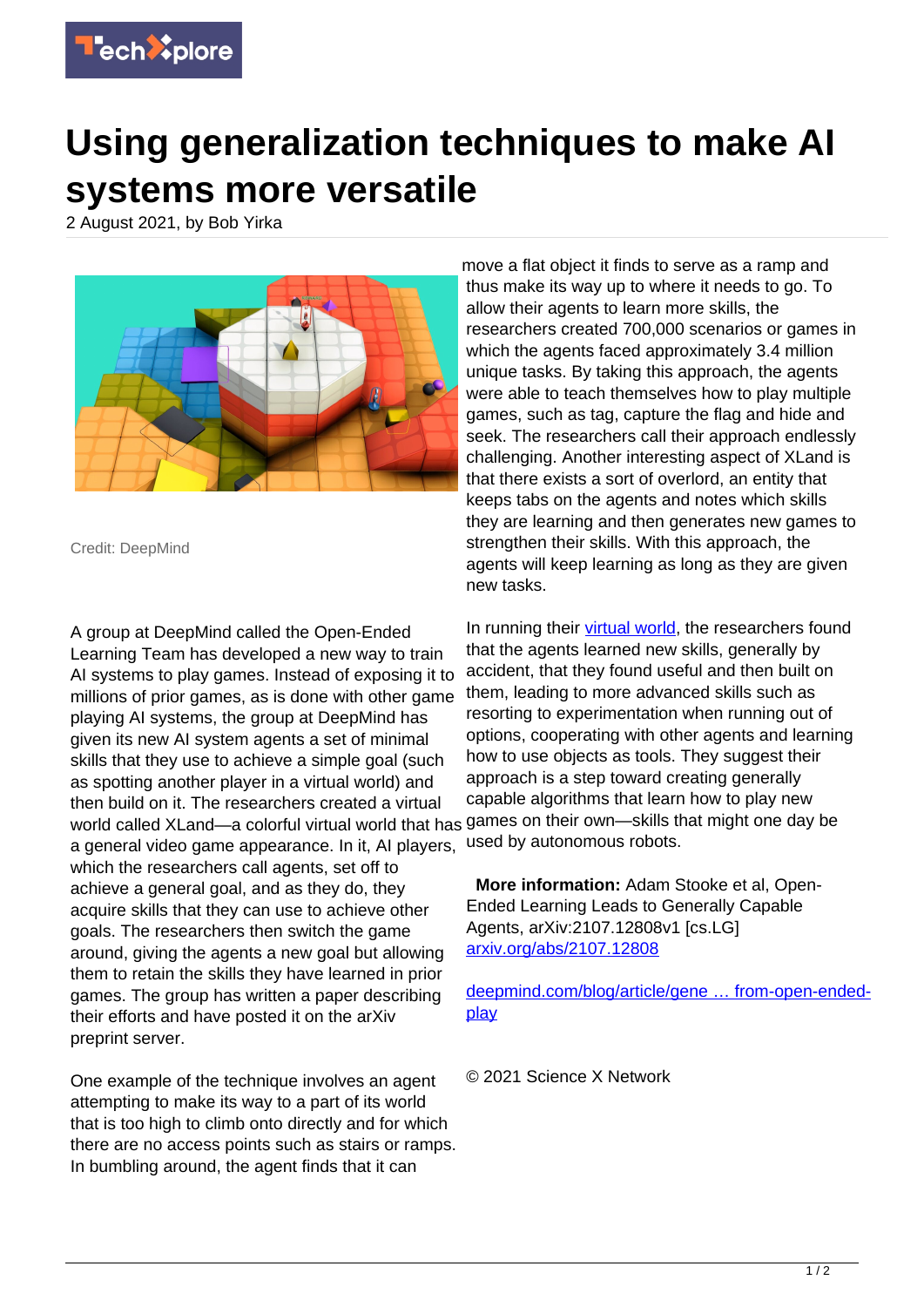# Using generalization techniques to make AI systems more versatile

2 August 2021, by Bob Yirka

Credit: DeepMind

A group at DeepMind called the Open-Ended Learning Team has developed a new way to train AI systems to play games. Instead of exposing it to millions of prior games, as is done with other game playing AI systems, the group at DeepMind has given its new AI system agents a set of minimal skills that they use to achieve a simple goal (such as spotting another player in a virtual world) and then build on it. The researchers created a virtual world called XLand—a colorful virtual world that has a general video game appearance. In it, AI players, which the researchers call agents, set off to achieve a general goal, and as they do, they acquire skills that they can use to achieve other goals. The researchers then switch the game around, giving the agents a new goal but allowing them to retain the skills they have learned in prior games. The group has written a paper describing their efforts and have posted it on the arXiv preprint server.

One example of the technique involves an agent attempting to make its way to a part of its world that is too high to climb onto directly and for which there are no access points such as stairs or ramps. In bumbling around, the agent finds that it can move a flat object it finds to serve as a ramp and thus make its way up to where it needs to go. To allow their agents to learn more skills, the researchers created 700,000 scenarios or games in which the agents faced approximately 3.4 million unique tasks. By taking this approach, the agents were able to teach themselves how to play multiple games, such as tag, capture the flag and hide and seek. The researchers call their approach endlessly challenging. Another interesting aspect of XLand is that there exists a sort of overlord, an entity that keeps tabs on the agents and notes which skills they are learning and then generates new games to strengthen their skills. With this approach, the agents will keep learning as long as they are given new tasks.

In running their virtual world, the researchers found that the agents learned new skills, generally by accident, that they found useful and then built on them, leading to more advanced skills such as resorting to experimentation when running out of options, cooperating with other agents and learning how to use objects as tools. They suggest their approach is a step toward creating generally capable algorithms that learn how to play new games on their own—skills that might one day be used by autonomous robots.

**More information:** Adam Stooke et al, Open-Ended Learning Leads to Generally Capable Agents, arXiv:2107.12808v1 [cs.LG] arxiv.org/abs/2107.12808

deepmind.com/blog/article/gene … from-open-ended-play

© 2021 Science X Network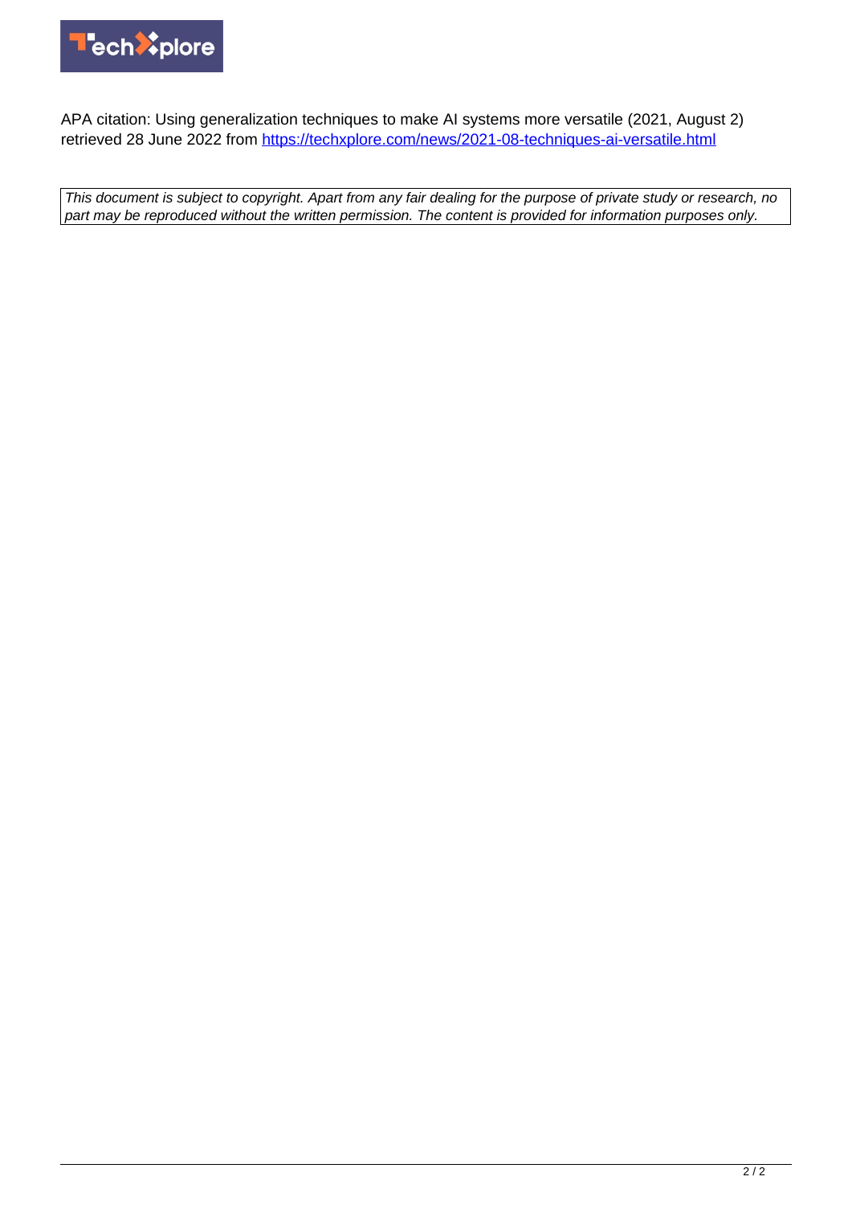APA citation: Using generalization techniques to make AI systems more versatile (2021, August 2) retrieved 28 June 2022 from https://techxplore.com/news/2021-08-techniques-ai-versatile.html

*This document is subject to copyright. Apart from any fair dealing for the purpose of private study or research, no part may be reproduced without the written permission. The content is provided for information purposes only.*